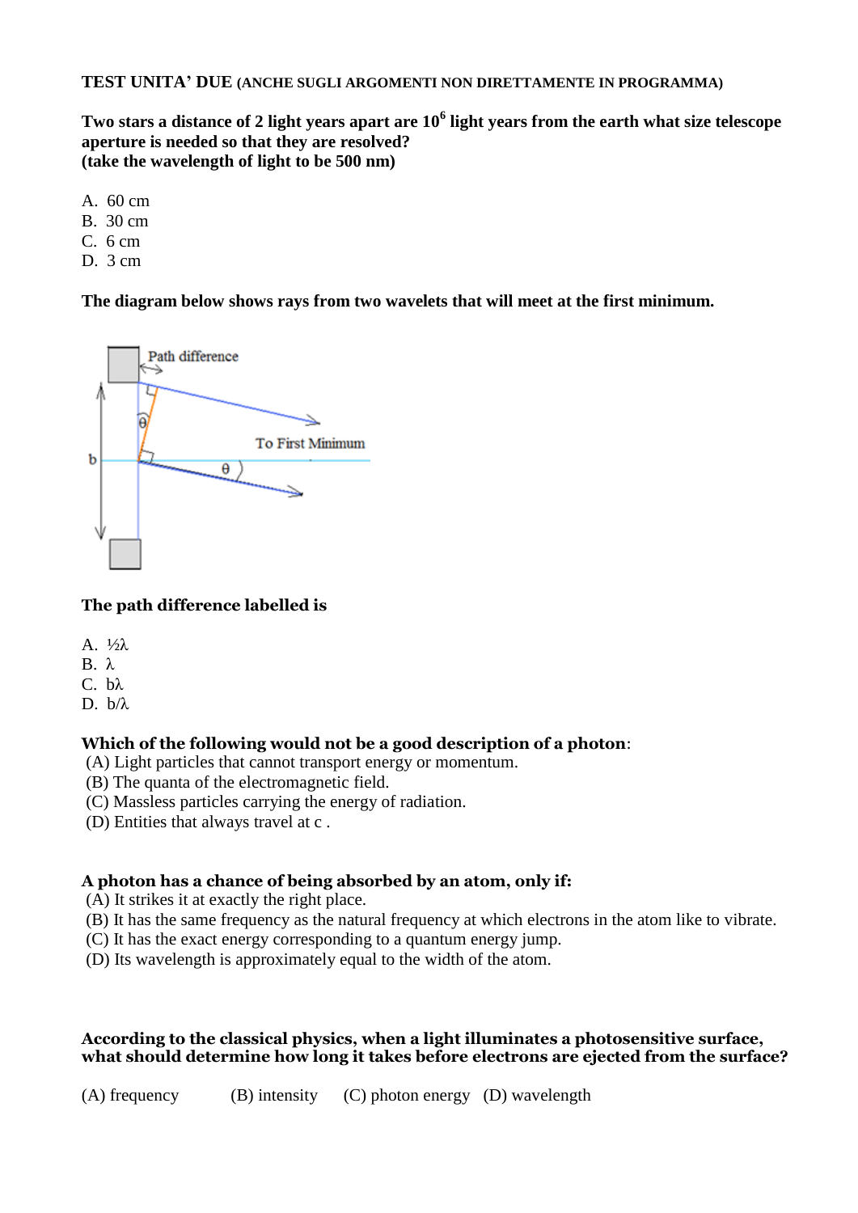**TEST UNITA' DUE (ANCHE SUGLI ARGOMENTI NON DIRETTAMENTE IN PROGRAMMA)**

**Two stars a distance of 2 light years apart are $10^6$ light years from the earth what size telescope aperture is needed so that they are resolved?**
**(take the wavelength of light to be 500 nm)**

A. 60 cm
B. 30 cm
C. 6 cm
D. 3 cm

**The diagram below shows rays from two wavelets that will meet at the first minimum.**

**The path difference labelled is**

A. ½λ
B. λ
C. bλ
D. b/λ

**Which of the following would not be a good description of a photon**:
(A) Light particles that cannot transport energy or momentum.
(B) The quanta of the electromagnetic field.
(C) Massless particles carrying the energy of radiation.
(D) Entities that always travel at c .

**A photon has a chance of being absorbed by an atom, only if:**
(A) It strikes it at exactly the right place.
(B) It has the same frequency as the natural frequency at which electrons in the atom like to vibrate.
(C) It has the exact energy corresponding to a quantum energy jump.
(D) Its wavelength is approximately equal to the width of the atom.

**According to the classical physics, when a light illuminates a photosensitive surface, what should determine how long it takes before electrons are ejected from the surface?**

(A) frequency (B) intensity (C) photon energy (D) wavelength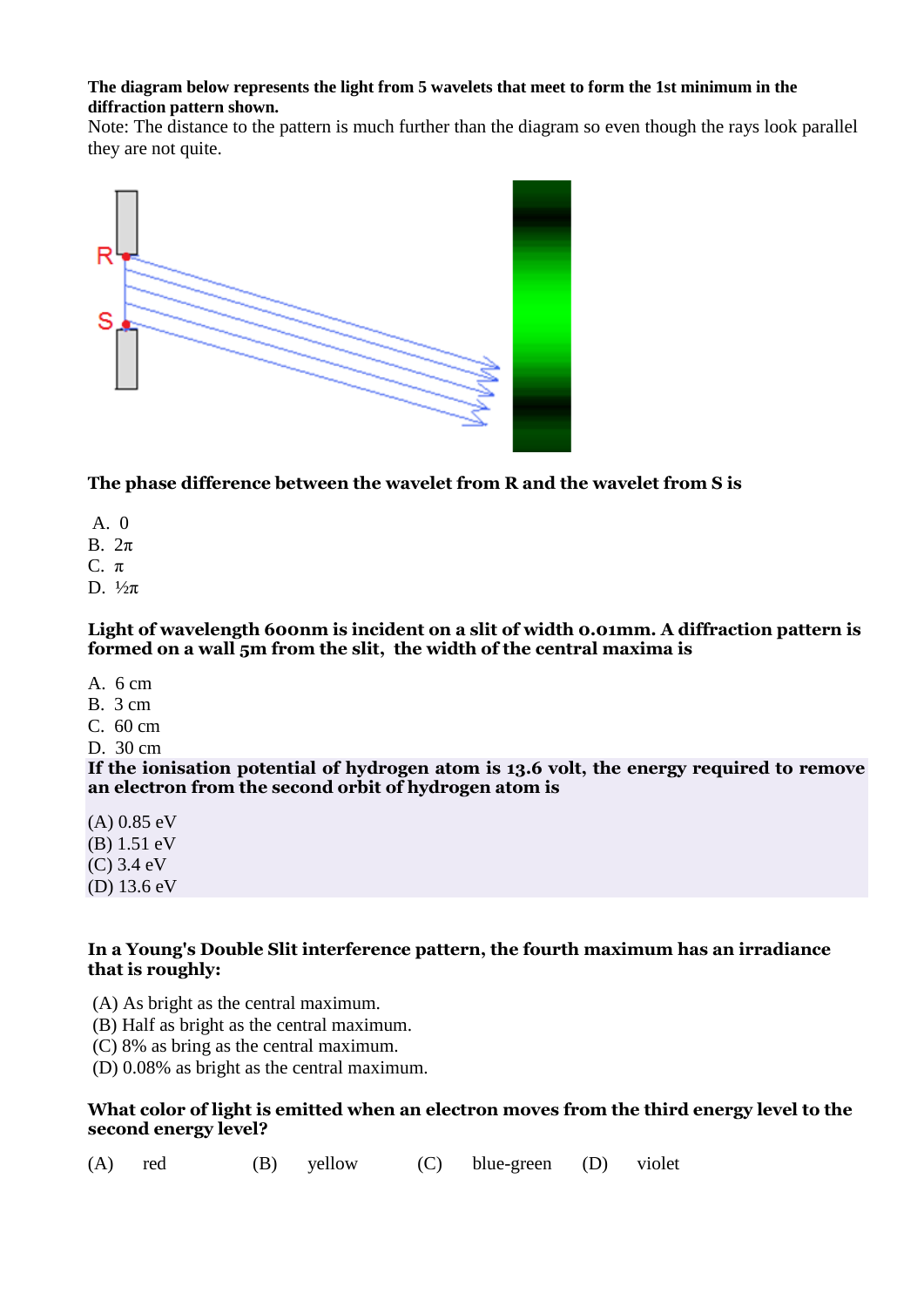**The diagram below represents the light from 5 wavelets that meet to form the 1st minimum in the diffraction pattern shown.**
Note: The distance to the pattern is much further than the diagram so even though the rays look parallel they are not quite.

**The phase difference between the wavelet from R and the wavelet from S is**

A. 0
B. $2\pi$
C. $\pi$
D. $\frac{1}{2}\pi$

**Light of wavelength 600nm is incident on a slit of width 0.01mm. A diffraction pattern is formed on a wall 5m from the slit, the width of the central maxima is**

A. 6 cm
B. 3 cm
C. 60 cm
D. 30 cm

**If the ionisation potential of hydrogen atom is 13.6 volt, the energy required to remove an electron from the second orbit of hydrogen atom is**

(A) 0.85 eV
(B) 1.51 eV
(C) 3.4 eV
(D) 13.6 eV

**In a Young's Double Slit interference pattern, the fourth maximum has an irradiance that is roughly:**

(A) As bright as the central maximum.
(B) Half as bright as the central maximum.
(C) 8% as bring as the central maximum.
(D) 0.08% as bright as the central maximum.

**What color of light is emitted when an electron moves from the third energy level to the second energy level?**

(A) red (B) yellow (C) blue-green (D) violet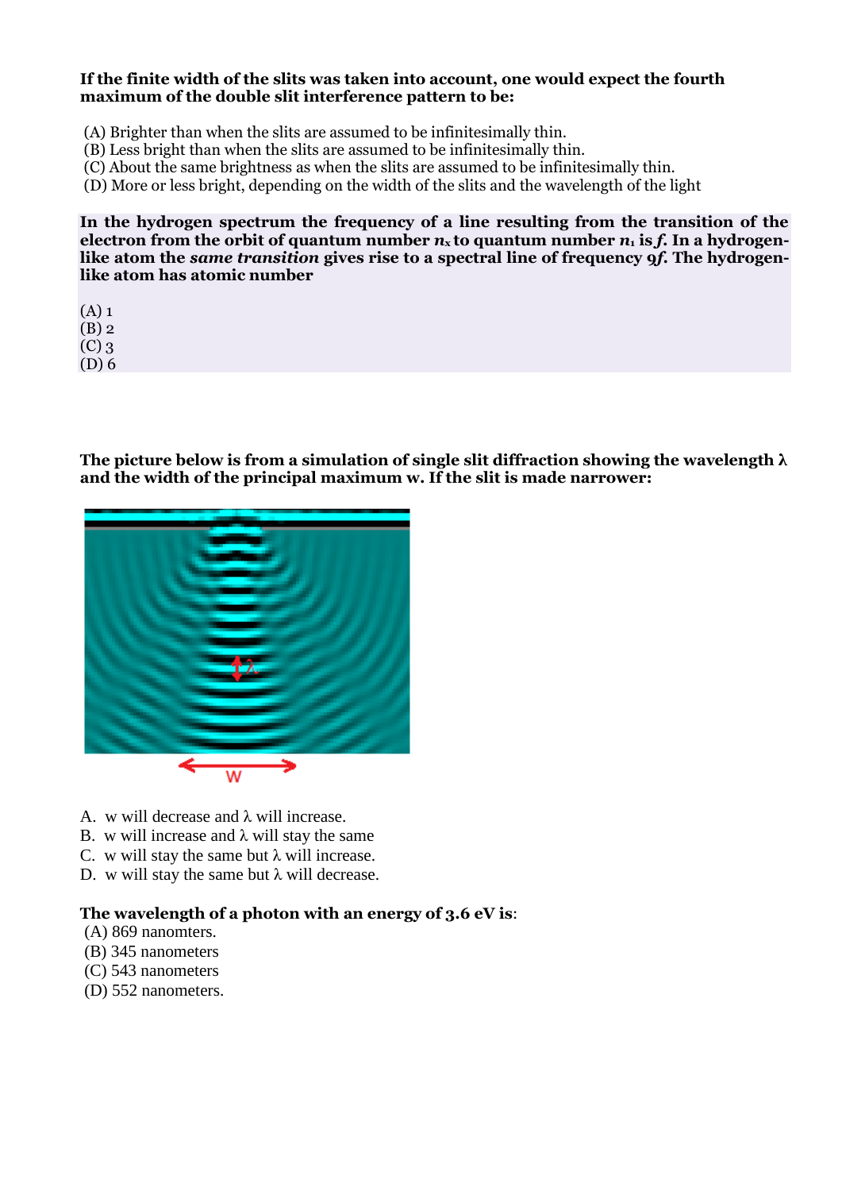**If the finite width of the slits was taken into account, one would expect the fourth maximum of the double slit interference pattern to be:**

(A) Brighter than when the slits are assumed to be infinitesimally thin.
(B) Less bright than when the slits are assumed to be infinitesimally thin.
(C) About the same brightness as when the slits are assumed to be infinitesimally thin.
(D) More or less bright, depending on the width of the slits and the wavelength of the light

**In the hydrogen spectrum the frequency of a line resulting from the transition of the electron from the orbit of quantum number $n_x$ to quantum number $n_1$ is $f$. In a hydrogen-like atom the *same transition* gives rise to a spectral line of frequency $9f$. The hydrogen-like atom has atomic number**

(A) 1
(B) 2
(C) 3
(D) 6

**The picture below is from a simulation of single slit diffraction showing the wavelength λ and the width of the principal maximum w. If the slit is made narrower:**

A. w will decrease and λ will increase.
B. w will increase and λ will stay the same
C. w will stay the same but λ will increase.
D. w will stay the same but λ will decrease.

**The wavelength of a photon with an energy of 3.6 eV is**:
(A) 869 nanomters.
(B) 345 nanometers
(C) 543 nanometers
(D) 552 nanometers.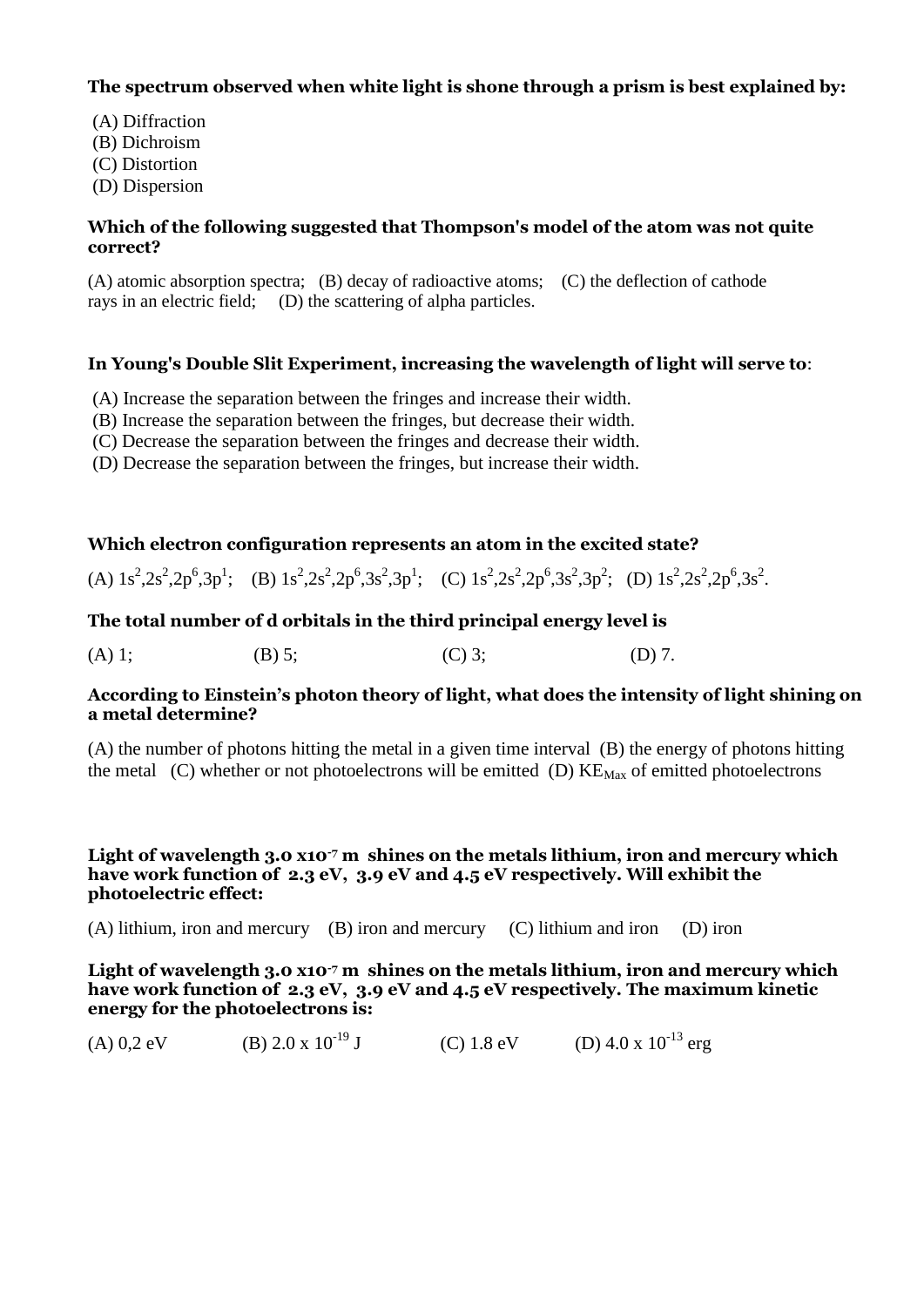**The spectrum observed when white light is shone through a prism is best explained by:**

(A) Diffraction
(B) Dichroism
(C) Distortion
(D) Dispersion

**Which of the following suggested that Thompson's model of the atom was not quite correct?**

(A) atomic absorption spectra; (B) decay of radioactive atoms; (C) the deflection of cathode rays in an electric field; (D) the scattering of alpha particles.

**In Young's Double Slit Experiment, increasing the wavelength of light will serve to**:

(A) Increase the separation between the fringes and increase their width.
(B) Increase the separation between the fringes, but decrease their width.
(C) Decrease the separation between the fringes and decrease their width.
(D) Decrease the separation between the fringes, but increase their width.

**Which electron configuration represents an atom in the excited state?**

(A) $1s^2,2s^2,2p^6,3p^1$; (B) $1s^2,2s^2,2p^6,3s^2,3p^1$; (C) $1s^2,2s^2,2p^6,3s^2,3p^2$; (D) $1s^2,2s^2,2p^6,3s^2$.

**The total number of d orbitals in the third principal energy level is**

(A) 1; (B) 5; (C) 3; (D) 7.

**According to Einstein's photon theory of light, what does the intensity of light shining on a metal determine?**

(A) the number of photons hitting the metal in a given time interval (B) the energy of photons hitting the metal (C) whether or not photoelectrons will be emitted (D) $KE_{Max}$ of emitted photoelectrons

**Light of wavelength $3.0 \times 10^{-7}$ m shines on the metals lithium, iron and mercury which have work function of 2.3 eV, 3.9 eV and 4.5 eV respectively. Will exhibit the photoelectric effect:**

(A) lithium, iron and mercury (B) iron and mercury (C) lithium and iron (D) iron

**Light of wavelength $3.0 \times 10^{-7}$ m shines on the metals lithium, iron and mercury which have work function of 2.3 eV, 3.9 eV and 4.5 eV respectively. The maximum kinetic energy for the photoelectrons is:**

(A) 0,2 eV (B) $2.0 \times 10^{-19}$ J (C) 1.8 eV (D) $4.0 \times 10^{-13}$ erg